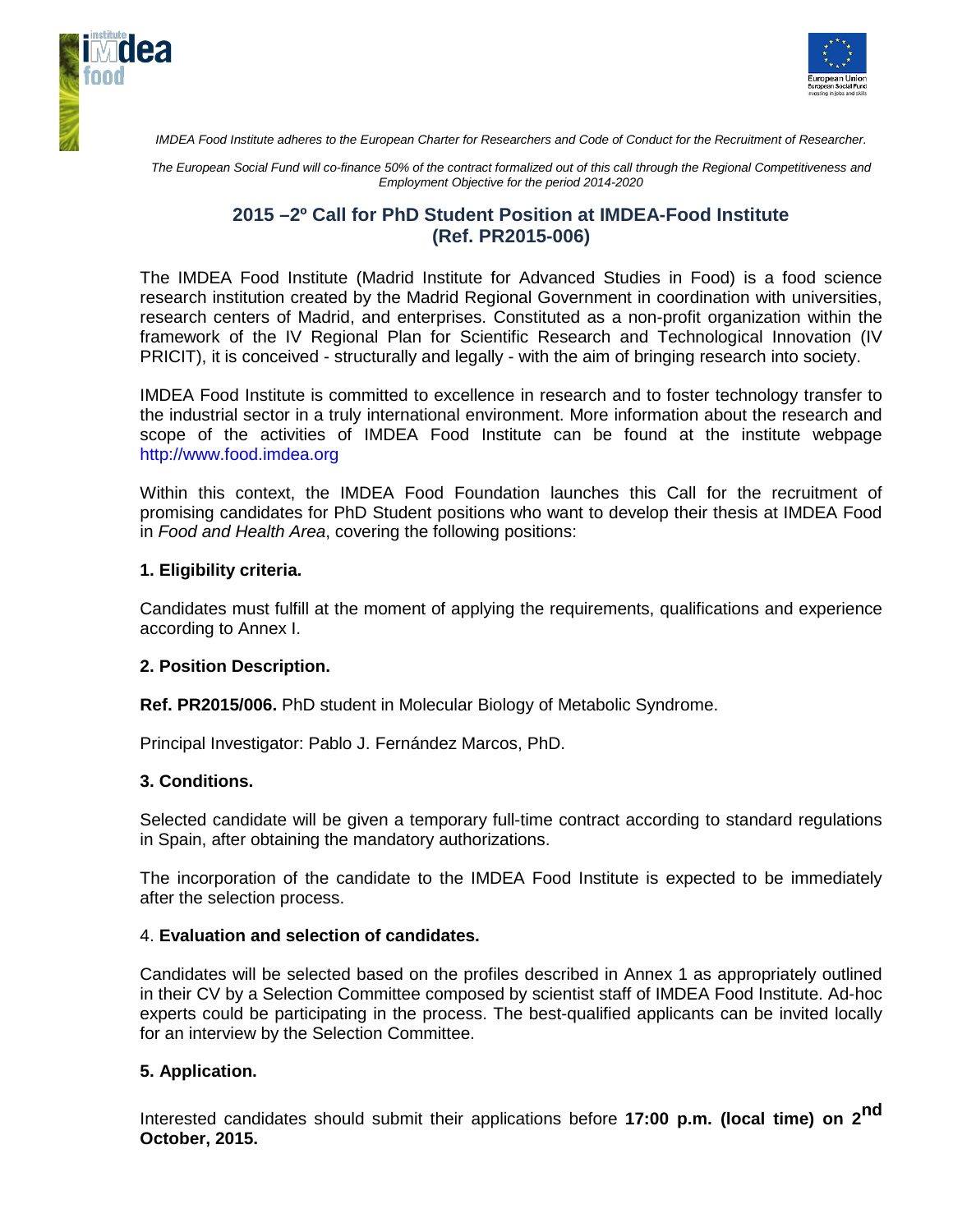*IMDEA Food Institute adheres to the European Charter for Researchers and Code of Conduct for the Recruitment of Researcher.*

*The European Social Fund will co-finance 50% of the contract formalized out of this call through the Regional Competitiveness and Employment Objective for the period 2014-2020*

# 2015 –2º Call for PhD Student Position at IMDEA-Food Institute (Ref. PR2015-006)

The IMDEA Food Institute (Madrid Institute for Advanced Studies in Food) is a food science research institution created by the Madrid Regional Government in coordination with universities, research centers of Madrid, and enterprises. Constituted as a non-profit organization within the framework of the IV Regional Plan for Scientific Research and Technological Innovation (IV PRICIT), it is conceived - structurally and legally - with the aim of bringing research into society.

IMDEA Food Institute is committed to excellence in research and to foster technology transfer to the industrial sector in a truly international environment. More information about the research and scope of the activities of IMDEA Food Institute can be found at the institute webpage http://www.food.imdea.org

Within this context, the IMDEA Food Foundation launches this Call for the recruitment of promising candidates for PhD Student positions who want to develop their thesis at IMDEA Food in *Food and Health Area*, covering the following positions:

**1. Eligibility criteria.**

Candidates must fulfill at the moment of applying the requirements, qualifications and experience according to Annex I.

**2. Position Description.**

**Ref. PR2015/006.** PhD student in Molecular Biology of Metabolic Syndrome.

Principal Investigator: Pablo J. Fernández Marcos, PhD.

**3. Conditions.**

Selected candidate will be given a temporary full-time contract according to standard regulations in Spain, after obtaining the mandatory authorizations.

The incorporation of the candidate to the IMDEA Food Institute is expected to be immediately after the selection process.

4. **Evaluation and selection of candidates.**

Candidates will be selected based on the profiles described in Annex 1 as appropriately outlined in their CV by a Selection Committee composed by scientist staff of IMDEA Food Institute. Ad-hoc experts could be participating in the process. The best-qualified applicants can be invited locally for an interview by the Selection Committee.

**5. Application.**

Interested candidates should submit their applications before **17:00 p.m. (local time) on 2nd October, 2015.**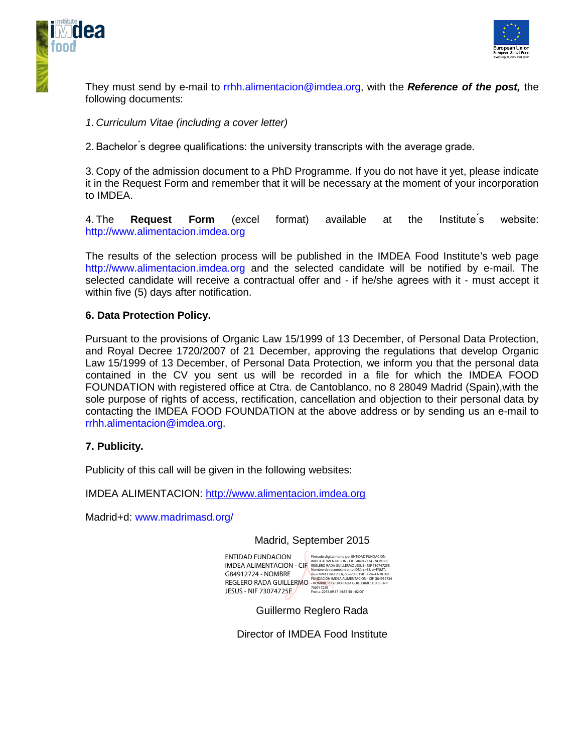They must send by e-mail to rrhh.alimentacion@imdea.org, with the ***Reference of the post,*** the following documents:

*1. Curriculum Vitae (including a cover letter)*

2. Bachelor´s degree qualifications: the university transcripts with the average grade.

3. Copy of the admission document to a PhD Programme. If you do not have it yet, please indicate it in the Request Form and remember that it will be necessary at the moment of your incorporation to IMDEA.

4. The **Request Form** (excel format) available at the Institute´s website: http://www.alimentacion.imdea.org

The results of the selection process will be published in the IMDEA Food Institute's web page http://www.alimentacion.imdea.org and the selected candidate will be notified by e-mail. The selected candidate will receive a contractual offer and - if he/she agrees with it - must accept it within five (5) days after notification.

**6. Data Protection Policy.**

Pursuant to the provisions of Organic Law 15/1999 of 13 December, of Personal Data Protection, and Royal Decree 1720/2007 of 21 December, approving the regulations that develop Organic Law 15/1999 of 13 December, of Personal Data Protection, we inform you that the personal data contained in the CV you sent us will be recorded in a file for which the IMDEA FOOD FOUNDATION with registered office at Ctra. de Cantoblanco, no 8 28049 Madrid (Spain),with the sole purpose of rights of access, rectification, cancellation and objection to their personal data by contacting the IMDEA FOOD FOUNDATION at the above address or by sending us an e-mail to rrhh.alimentacion@imdea.org.

**7. Publicity.**

Publicity of this call will be given in the following websites:

IMDEA ALIMENTACION: http://www.alimentacion.imdea.org

Madrid+d: www.madrimasd.org/

Madrid, September 2015

ENTIDAD FUNDACION IMDEA ALIMENTACION - CIF G84912724 - NOMBRE REGLERO RADA GUILLERMO JESUS - NIF 73074725E

Firmado digitalmente por ENTIDAD FUNDACION IMDEA ALIMENTACION - CIF G84912724 - NOMBRE REGLERO RADA GUILLERMO JESUS - NIF 73074725E
Nombre de reconocimiento (DN): c=ES, o=FNMT, ou=FNMT Clase 2 CA, ou=703015013, cn=ENTIDAD FUNDACION IMDEA ALIMENTACION - CIF G84912724 - NOMBRE REGLERO RADA GUILLERMO JESUS - NIF 73074725E
Fecha: 2015.09.17 14:51:48 +02'00'

Guillermo Reglero Rada

Director of IMDEA Food Institute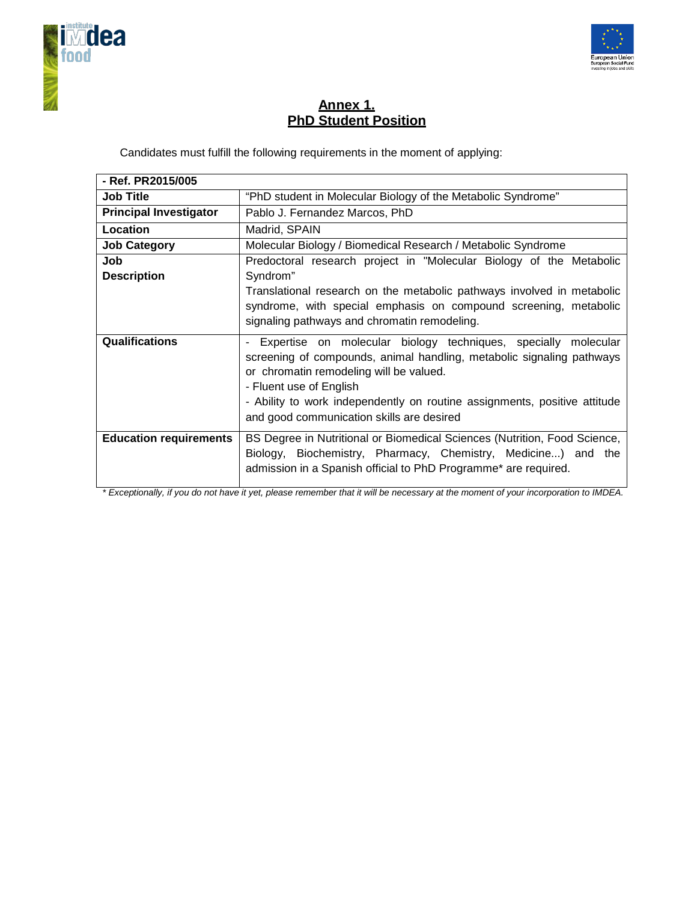## Annex 1.
## PhD Student Position

Candidates must fulfill the following requirements in the moment of applying:

| - Ref. PR2015/005 | |
|---|---|
| **Job Title** | "PhD student in Molecular Biology of the Metabolic Syndrome" |
| **Principal Investigator** | Pablo J. Fernandez Marcos, PhD |
| **Location** | Madrid, SPAIN |
| **Job Category** | Molecular Biology / Biomedical Research / Metabolic Syndrome |
| **Job Description** | Predoctoral research project in "Molecular Biology of the Metabolic Syndrom"<br>Translational research on the metabolic pathways involved in metabolic syndrome, with special emphasis on compound screening, metabolic signaling pathways and chromatin remodeling. |
| **Qualifications** | - Expertise on molecular biology techniques, specially molecular screening of compounds, animal handling, metabolic signaling pathways or chromatin remodeling will be valued.<br>- Fluent use of English<br>- Ability to work independently on routine assignments, positive attitude and good communication skills are desired |
| **Education requirements** | BS Degree in Nutritional or Biomedical Sciences (Nutrition, Food Science, Biology, Biochemistry, Pharmacy, Chemistry, Medicine...) and the admission in a Spanish official to PhD Programme* are required. |

*\* Exceptionally, if you do not have it yet, please remember that it will be necessary at the moment of your incorporation to IMDEA.*